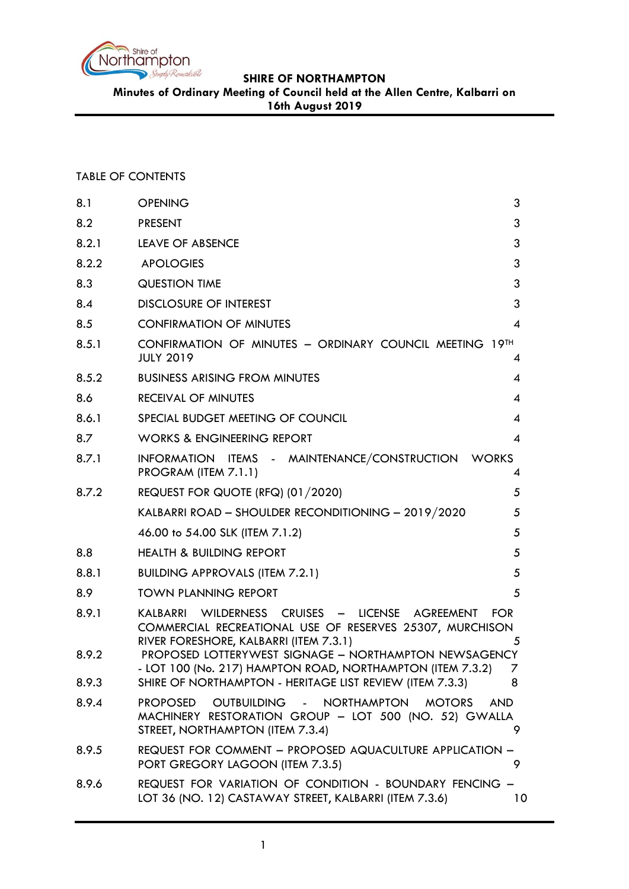**SHIRE OF NORTHAMPTON**

**Minutes of Ordinary Meeting of Council held at the Allen Centre, Kalbarri on 16th August 2019**

TABLE OF CONTENTS

| | | |
|---|---|---|
| 8.1 | OPENING | 3 |
| 8.2 | PRESENT | 3 |
| 8.2.1 | LEAVE OF ABSENCE | 3 |
| 8.2.2 | APOLOGIES | 3 |
| 8.3 | QUESTION TIME | 3 |
| 8.4 | DISCLOSURE OF INTEREST | 3 |
| 8.5 | CONFIRMATION OF MINUTES | 4 |
| 8.5.1 | CONFIRMATION OF MINUTES – ORDINARY COUNCIL MEETING 19TH JULY 2019 | 4 |
| 8.5.2 | BUSINESS ARISING FROM MINUTES | 4 |
| 8.6 | RECEIVAL OF MINUTES | 4 |
| 8.6.1 | SPECIAL BUDGET MEETING OF COUNCIL | 4 |
| 8.7 | WORKS & ENGINEERING REPORT | 4 |
| 8.7.1 | INFORMATION ITEMS - MAINTENANCE/CONSTRUCTION WORKS PROGRAM (ITEM 7.1.1) | 4 |
| 8.7.2 | REQUEST FOR QUOTE (RFQ) (01/2020) | 5 |
| | KALBARRI ROAD – SHOULDER RECONDITIONING – 2019/2020 | 5 |
| | 46.00 to 54.00 SLK (ITEM 7.1.2) | 5 |
| 8.8 | HEALTH & BUILDING REPORT | 5 |
| 8.8.1 | BUILDING APPROVALS (ITEM 7.2.1) | 5 |
| 8.9 | TOWN PLANNING REPORT | 5 |
| 8.9.1 | KALBARRI WILDERNESS CRUISES – LICENSE AGREEMENT FOR COMMERCIAL RECREATIONAL USE OF RESERVES 25307, MURCHISON RIVER FORESHORE, KALBARRI (ITEM 7.3.1) | 5 |
| 8.9.2 | PROPOSED LOTTERYWEST SIGNAGE – NORTHAMPTON NEWSAGENCY - LOT 100 (No. 217) HAMPTON ROAD, NORTHAMPTON (ITEM 7.3.2) | 7 |
| 8.9.3 | SHIRE OF NORTHAMPTON - HERITAGE LIST REVIEW (ITEM 7.3.3) | 8 |
| 8.9.4 | PROPOSED OUTBUILDING - NORTHAMPTON MOTORS AND MACHINERY RESTORATION GROUP – LOT 500 (NO. 52) GWALLA STREET, NORTHAMPTON (ITEM 7.3.4) | 9 |
| 8.9.5 | REQUEST FOR COMMENT – PROPOSED AQUACULTURE APPLICATION – PORT GREGORY LAGOON (ITEM 7.3.5) | 9 |
| 8.9.6 | REQUEST FOR VARIATION OF CONDITION - BOUNDARY FENCING – LOT 36 (NO. 12) CASTAWAY STREET, KALBARRI (ITEM 7.3.6) | 10 |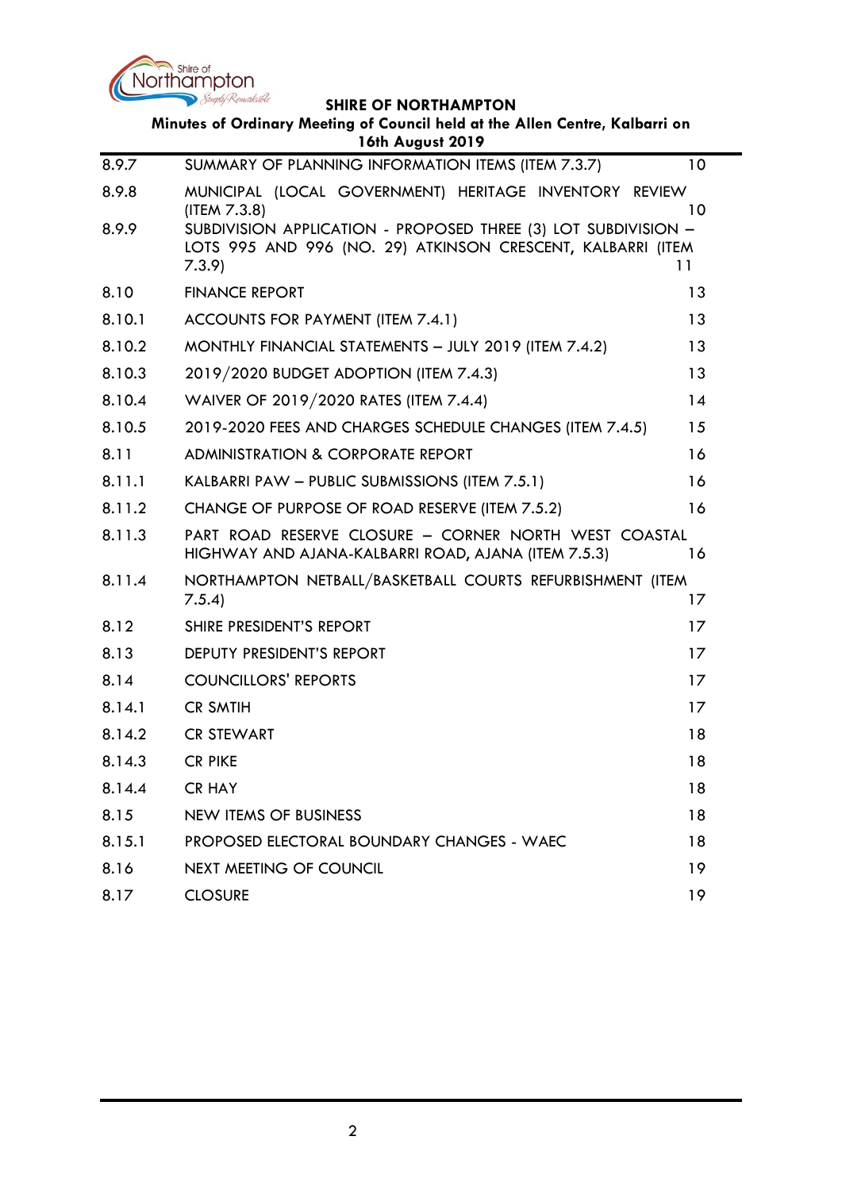| | | |
|---|---|---|
| 8.9.7 | SUMMARY OF PLANNING INFORMATION ITEMS (ITEM 7.3.7) | 10 |
| 8.9.8 | MUNICIPAL (LOCAL GOVERNMENT) HERITAGE INVENTORY REVIEW (ITEM 7.3.8) | 10 |
| 8.9.9 | SUBDIVISION APPLICATION - PROPOSED THREE (3) LOT SUBDIVISION – LOTS 995 AND 996 (NO. 29) ATKINSON CRESCENT, KALBARRI (ITEM 7.3.9) | 11 |
| 8.10 | FINANCE REPORT | 13 |
| 8.10.1 | ACCOUNTS FOR PAYMENT (ITEM 7.4.1) | 13 |
| 8.10.2 | MONTHLY FINANCIAL STATEMENTS – JULY 2019 (ITEM 7.4.2) | 13 |
| 8.10.3 | 2019/2020 BUDGET ADOPTION (ITEM 7.4.3) | 13 |
| 8.10.4 | WAIVER OF 2019/2020 RATES (ITEM 7.4.4) | 14 |
| 8.10.5 | 2019-2020 FEES AND CHARGES SCHEDULE CHANGES (ITEM 7.4.5) | 15 |
| 8.11 | ADMINISTRATION & CORPORATE REPORT | 16 |
| 8.11.1 | KALBARRI PAW – PUBLIC SUBMISSIONS (ITEM 7.5.1) | 16 |
| 8.11.2 | CHANGE OF PURPOSE OF ROAD RESERVE (ITEM 7.5.2) | 16 |
| 8.11.3 | PART ROAD RESERVE CLOSURE – CORNER NORTH WEST COASTAL HIGHWAY AND AJANA-KALBARRI ROAD, AJANA (ITEM 7.5.3) | 16 |
| 8.11.4 | NORTHAMPTON NETBALL/BASKETBALL COURTS REFURBISHMENT (ITEM 7.5.4) | 17 |
| 8.12 | SHIRE PRESIDENT'S REPORT | 17 |
| 8.13 | DEPUTY PRESIDENT'S REPORT | 17 |
| 8.14 | COUNCILLORS' REPORTS | 17 |
| 8.14.1 | CR SMTIH | 17 |
| 8.14.2 | CR STEWART | 18 |
| 8.14.3 | CR PIKE | 18 |
| 8.14.4 | CR HAY | 18 |
| 8.15 | NEW ITEMS OF BUSINESS | 18 |
| 8.15.1 | PROPOSED ELECTORAL BOUNDARY CHANGES - WAEC | 18 |
| 8.16 | NEXT MEETING OF COUNCIL | 19 |
| 8.17 | CLOSURE | 19 |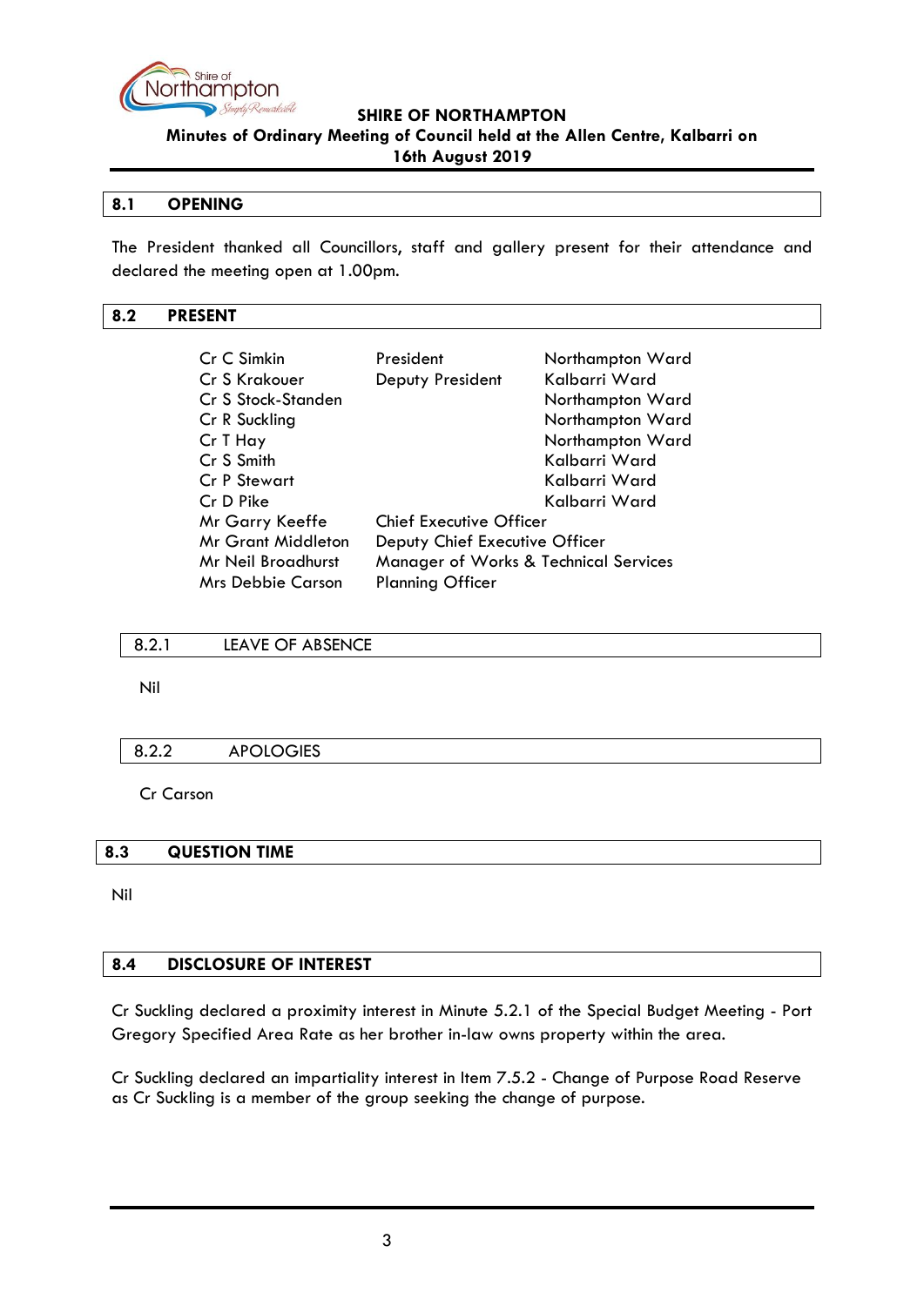## 8.1 OPENING

The President thanked all Councillors, staff and gallery present for their attendance and declared the meeting open at 1.00pm.

## 8.2 PRESENT

| | | |
|---|---|---|
| Cr C Simkin | President | Northampton Ward |
| Cr S Krakouer | Deputy President | Kalbarri Ward |
| Cr S Stock-Standen | | Northampton Ward |
| Cr R Suckling | | Northampton Ward |
| Cr T Hay | | Northampton Ward |
| Cr S Smith | | Kalbarri Ward |
| Cr P Stewart | | Kalbarri Ward |
| Cr D Pike | | Kalbarri Ward |
| Mr Garry Keeffe | Chief Executive Officer | |
| Mr Grant Middleton | Deputy Chief Executive Officer | |
| Mr Neil Broadhurst | Manager of Works & Technical Services | |
| Mrs Debbie Carson | Planning Officer | |

### 8.2.1 LEAVE OF ABSENCE

Nil

### 8.2.2 APOLOGIES

Cr Carson

## 8.3 QUESTION TIME

Nil

## 8.4 DISCLOSURE OF INTEREST

Cr Suckling declared a proximity interest in Minute 5.2.1 of the Special Budget Meeting - Port Gregory Specified Area Rate as her brother in-law owns property within the area.

Cr Suckling declared an impartiality interest in Item 7.5.2 - Change of Purpose Road Reserve as Cr Suckling is a member of the group seeking the change of purpose.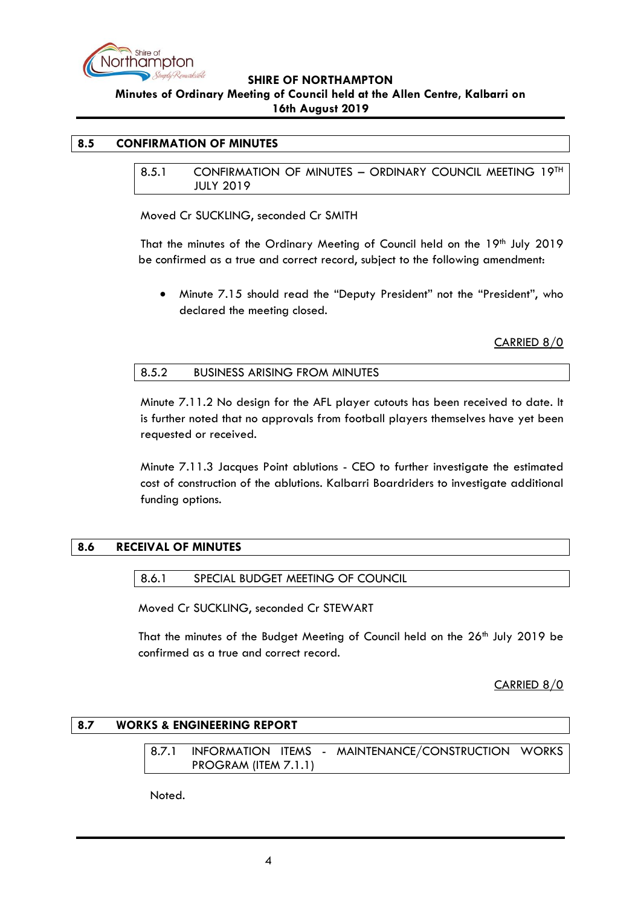## 8.5 CONFIRMATION OF MINUTES

### 8.5.1 CONFIRMATION OF MINUTES – ORDINARY COUNCIL MEETING 19TH JULY 2019

Moved Cr SUCKLING, seconded Cr SMITH

That the minutes of the Ordinary Meeting of Council held on the 19th July 2019 be confirmed as a true and correct record, subject to the following amendment:

- Minute 7.15 should read the "Deputy President" not the "President", who declared the meeting closed.

CARRIED 8/0

### 8.5.2 BUSINESS ARISING FROM MINUTES

Minute 7.11.2 No design for the AFL player cutouts has been received to date. It is further noted that no approvals from football players themselves have yet been requested or received.

Minute 7.11.3 Jacques Point ablutions - CEO to further investigate the estimated cost of construction of the ablutions. Kalbarri Boardriders to investigate additional funding options.

## 8.6 RECEIVAL OF MINUTES

### 8.6.1 SPECIAL BUDGET MEETING OF COUNCIL

Moved Cr SUCKLING, seconded Cr STEWART

That the minutes of the Budget Meeting of Council held on the 26th July 2019 be confirmed as a true and correct record.

CARRIED 8/0

## 8.7 WORKS & ENGINEERING REPORT

### 8.7.1 INFORMATION ITEMS - MAINTENANCE/CONSTRUCTION WORKS PROGRAM (ITEM 7.1.1)

Noted.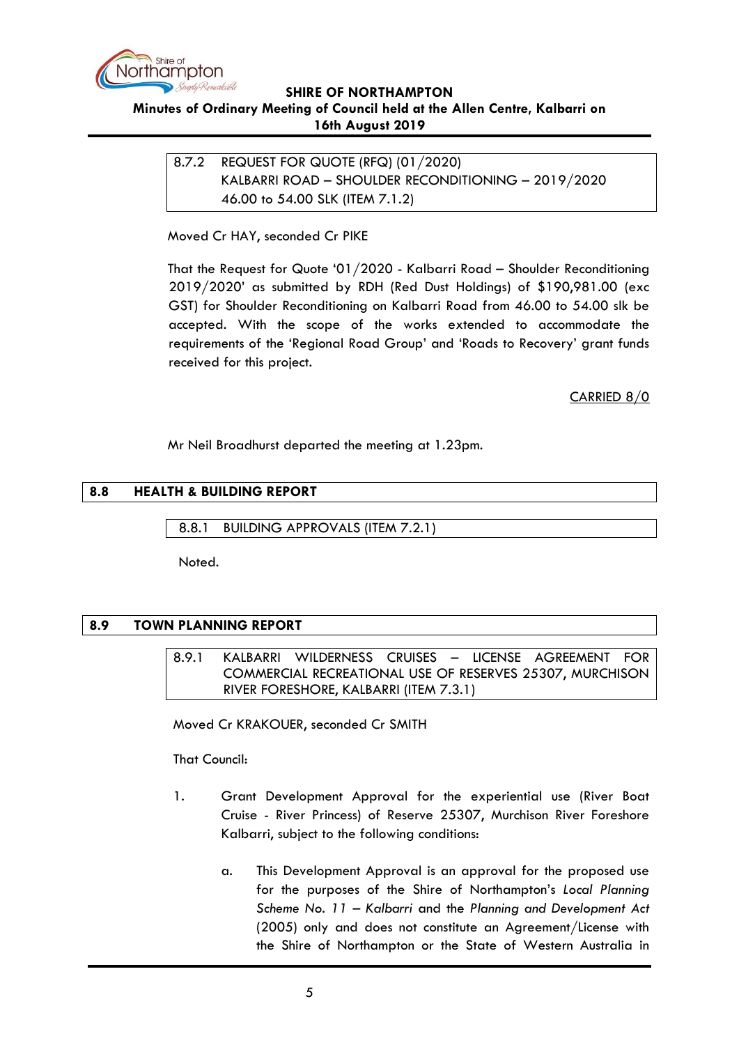### 8.7.2 REQUEST FOR QUOTE (RFQ) (01/2020) KALBARRI ROAD – SHOULDER RECONDITIONING – 2019/2020 46.00 to 54.00 SLK (ITEM 7.1.2)

Moved Cr HAY, seconded Cr PIKE

That the Request for Quote '01/2020 - Kalbarri Road – Shoulder Reconditioning 2019/2020' as submitted by RDH (Red Dust Holdings) of $190,981.00 (exc GST) for Shoulder Reconditioning on Kalbarri Road from 46.00 to 54.00 slk be accepted. With the scope of the works extended to accommodate the requirements of the 'Regional Road Group' and 'Roads to Recovery' grant funds received for this project.

CARRIED 8/0

Mr Neil Broadhurst departed the meeting at 1.23pm.

## 8.8 HEALTH & BUILDING REPORT

### 8.8.1 BUILDING APPROVALS (ITEM 7.2.1)

Noted.

## 8.9 TOWN PLANNING REPORT

### 8.9.1 KALBARRI WILDERNESS CRUISES – LICENSE AGREEMENT FOR COMMERCIAL RECREATIONAL USE OF RESERVES 25307, MURCHISON RIVER FORESHORE, KALBARRI (ITEM 7.3.1)

Moved Cr KRAKOUER, seconded Cr SMITH

That Council:

1. Grant Development Approval for the experiential use (River Boat Cruise - River Princess) of Reserve 25307, Murchison River Foreshore Kalbarri, subject to the following conditions:

   a. This Development Approval is an approval for the proposed use for the purposes of the Shire of Northampton's *Local Planning Scheme No. 11 – Kalbarri* and the *Planning and Development Act* (2005) only and does not constitute an Agreement/License with the Shire of Northampton or the State of Western Australia in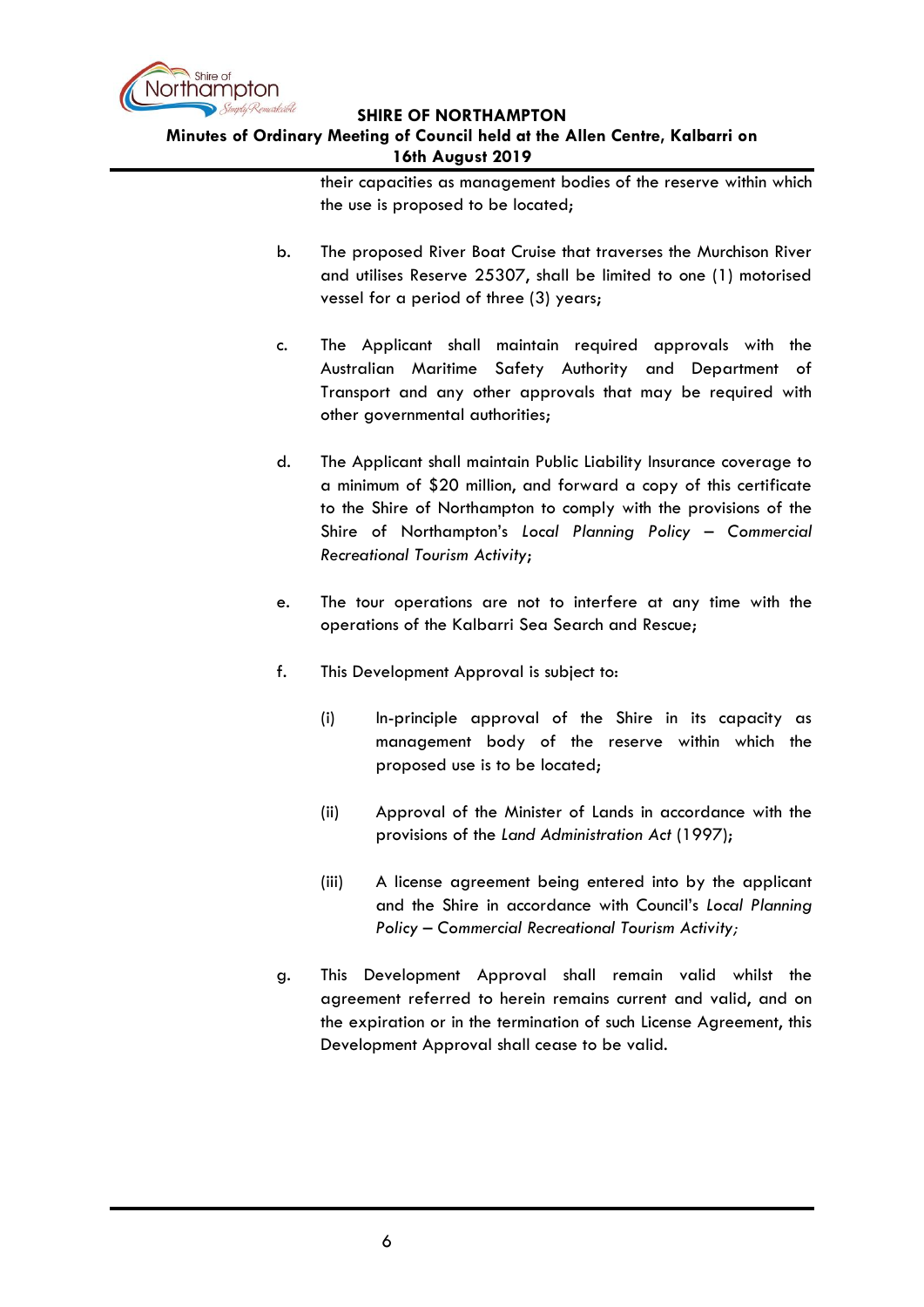their capacities as management bodies of the reserve within which the use is proposed to be located;

b. The proposed River Boat Cruise that traverses the Murchison River and utilises Reserve 25307, shall be limited to one (1) motorised vessel for a period of three (3) years;

c. The Applicant shall maintain required approvals with the Australian Maritime Safety Authority and Department of Transport and any other approvals that may be required with other governmental authorities;

d. The Applicant shall maintain Public Liability Insurance coverage to a minimum of $20 million, and forward a copy of this certificate to the Shire of Northampton to comply with the provisions of the Shire of Northampton's *Local Planning Policy – Commercial Recreational Tourism Activity*;

e. The tour operations are not to interfere at any time with the operations of the Kalbarri Sea Search and Rescue;

f. This Development Approval is subject to:

   (i) In-principle approval of the Shire in its capacity as management body of the reserve within which the proposed use is to be located;

   (ii) Approval of the Minister of Lands in accordance with the provisions of the *Land Administration Act* (1997);

   (iii) A license agreement being entered into by the applicant and the Shire in accordance with Council's *Local Planning Policy – Commercial Recreational Tourism Activity;*

g. This Development Approval shall remain valid whilst the agreement referred to herein remains current and valid, and on the expiration or in the termination of such License Agreement, this Development Approval shall cease to be valid.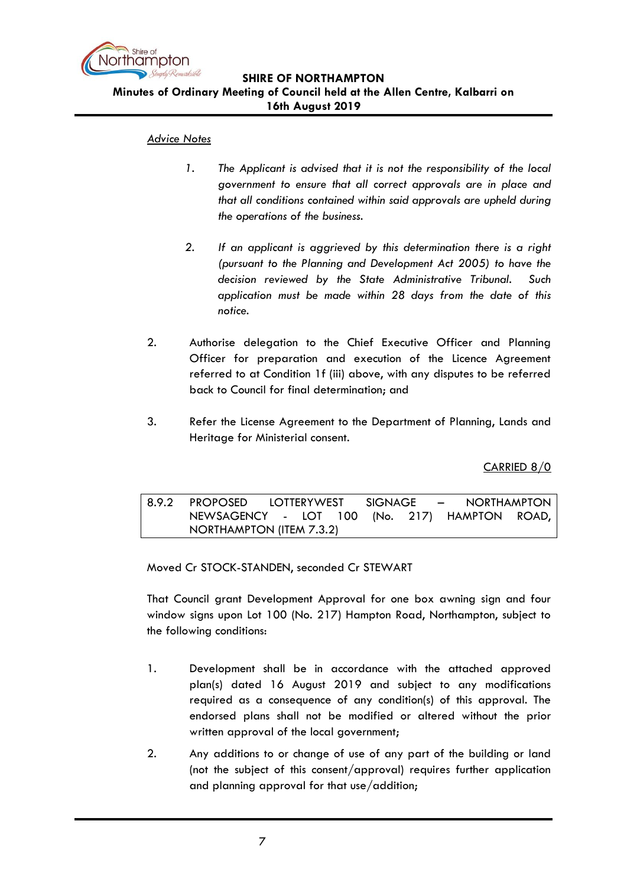*Advice Notes*

1. *The Applicant is advised that it is not the responsibility of the local government to ensure that all correct approvals are in place and that all conditions contained within said approvals are upheld during the operations of the business.*

2. *If an applicant is aggrieved by this determination there is a right (pursuant to the Planning and Development Act 2005) to have the decision reviewed by the State Administrative Tribunal. Such application must be made within 28 days from the date of this notice.*

2. Authorise delegation to the Chief Executive Officer and Planning Officer for preparation and execution of the Licence Agreement referred to at Condition 1f (iii) above, with any disputes to be referred back to Council for final determination; and

3. Refer the License Agreement to the Department of Planning, Lands and Heritage for Ministerial consent.

CARRIED 8/0

## 8.9.2 PROPOSED LOTTERYWEST SIGNAGE – NORTHAMPTON NEWSAGENCY - LOT 100 (No. 217) HAMPTON ROAD, NORTHAMPTON (ITEM 7.3.2)

Moved Cr STOCK-STANDEN, seconded Cr STEWART

That Council grant Development Approval for one box awning sign and four window signs upon Lot 100 (No. 217) Hampton Road, Northampton, subject to the following conditions:

1. Development shall be in accordance with the attached approved plan(s) dated 16 August 2019 and subject to any modifications required as a consequence of any condition(s) of this approval. The endorsed plans shall not be modified or altered without the prior written approval of the local government;

2. Any additions to or change of use of any part of the building or land (not the subject of this consent/approval) requires further application and planning approval for that use/addition;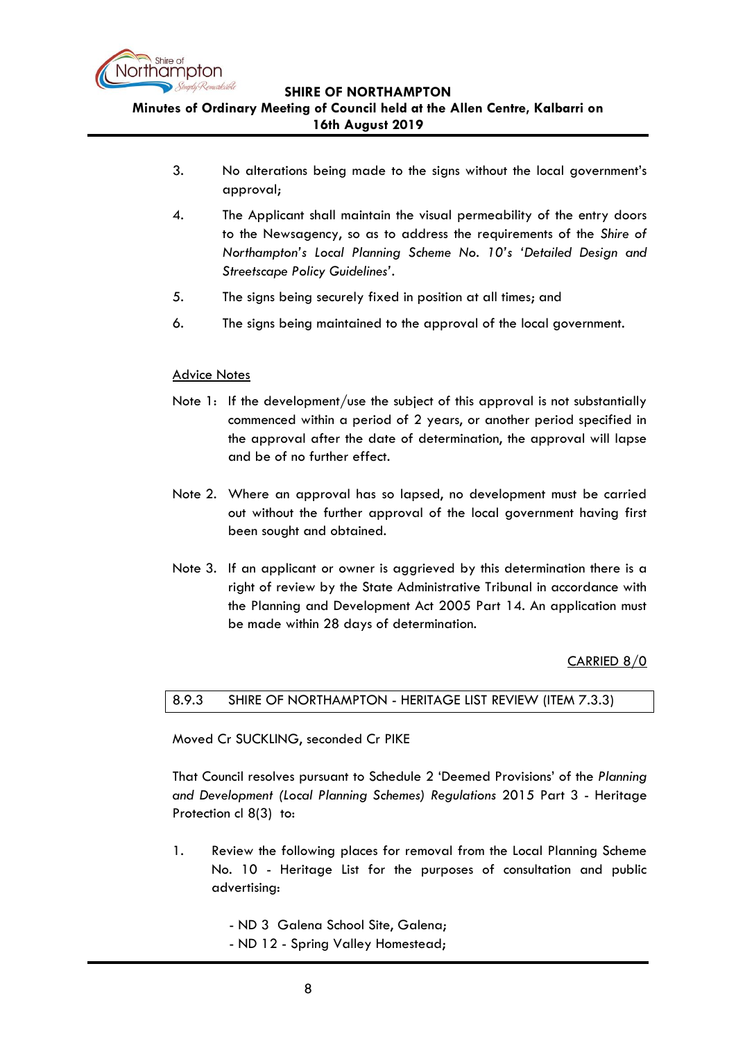3. No alterations being made to the signs without the local government's approval;

4. The Applicant shall maintain the visual permeability of the entry doors to the Newsagency, so as to address the requirements of the *Shire of Northampton's Local Planning Scheme No. 10's 'Detailed Design and Streetscape Policy Guidelines'*.

5. The signs being securely fixed in position at all times; and

6. The signs being maintained to the approval of the local government.

<u>Advice Notes</u>

Note 1: If the development/use the subject of this approval is not substantially commenced within a period of 2 years, or another period specified in the approval after the date of determination, the approval will lapse and be of no further effect.

Note 2. Where an approval has so lapsed, no development must be carried out without the further approval of the local government having first been sought and obtained.

Note 3. If an applicant or owner is aggrieved by this determination there is a right of review by the State Administrative Tribunal in accordance with the Planning and Development Act 2005 Part 14. An application must be made within 28 days of determination.

<u>CARRIED 8/0</u>

### 8.9.3 SHIRE OF NORTHAMPTON - HERITAGE LIST REVIEW (ITEM 7.3.3)

Moved Cr SUCKLING, seconded Cr PIKE

That Council resolves pursuant to Schedule 2 'Deemed Provisions' of the *Planning and Development (Local Planning Schemes) Regulations* 2015 Part 3 - Heritage Protection cl 8(3) to:

1. Review the following places for removal from the Local Planning Scheme No. 10 - Heritage List for the purposes of consultation and public advertising:

   - ND 3 Galena School Site, Galena;
   - ND 12 - Spring Valley Homestead;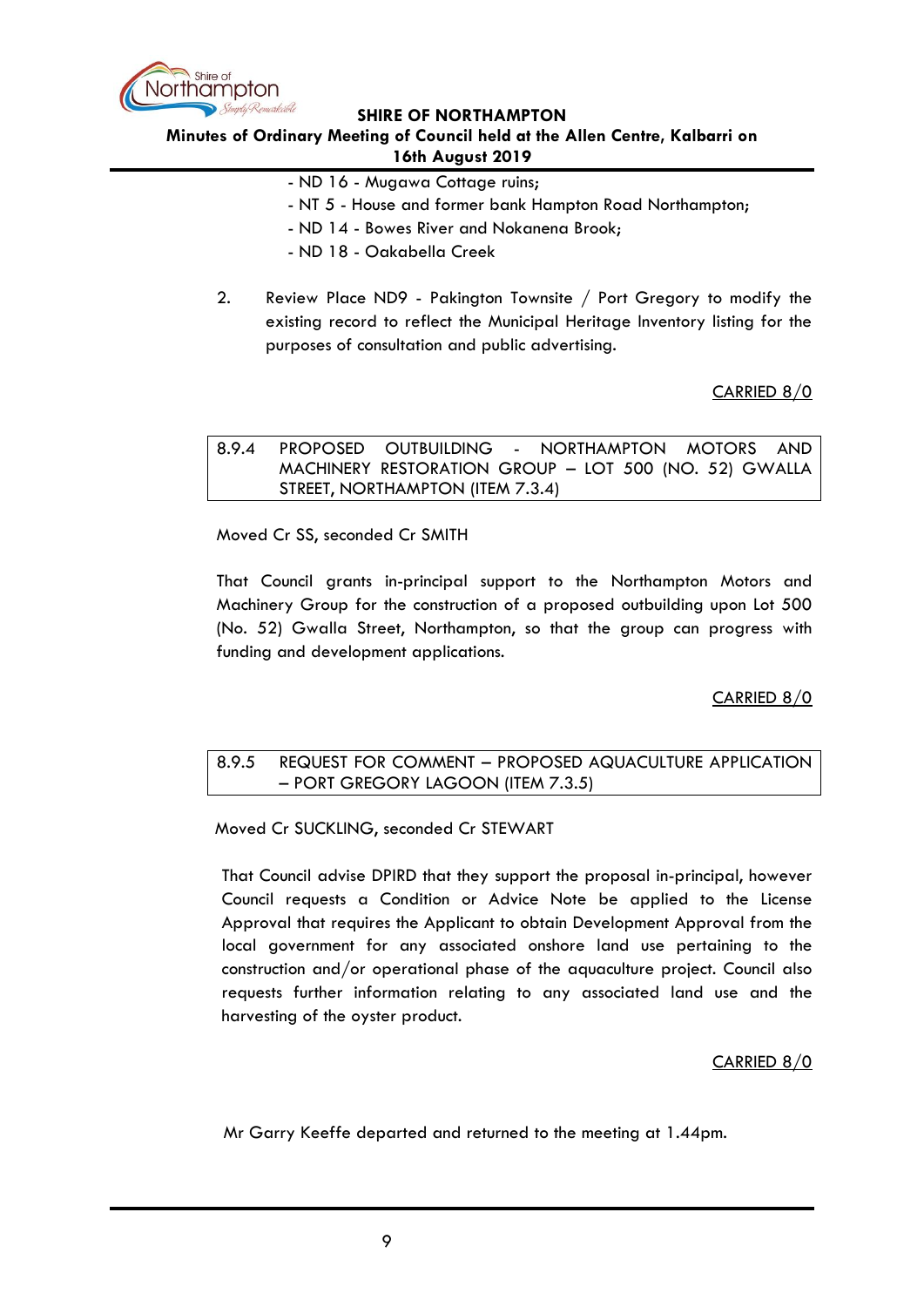- ND 16 - Mugawa Cottage ruins;
- NT 5 - House and former bank Hampton Road Northampton;
- ND 14 - Bowes River and Nokanena Brook;
- ND 18 - Oakabella Creek

2. Review Place ND9 - Pakington Townsite / Port Gregory to modify the existing record to reflect the Municipal Heritage Inventory listing for the purposes of consultation and public advertising.

CARRIED 8/0

### 8.9.4 PROPOSED OUTBUILDING - NORTHAMPTON MOTORS AND MACHINERY RESTORATION GROUP – LOT 500 (NO. 52) GWALLA STREET, NORTHAMPTON (ITEM 7.3.4)

Moved Cr SS, seconded Cr SMITH

That Council grants in-principal support to the Northampton Motors and Machinery Group for the construction of a proposed outbuilding upon Lot 500 (No. 52) Gwalla Street, Northampton, so that the group can progress with funding and development applications.

CARRIED 8/0

### 8.9.5 REQUEST FOR COMMENT – PROPOSED AQUACULTURE APPLICATION – PORT GREGORY LAGOON (ITEM 7.3.5)

Moved Cr SUCKLING, seconded Cr STEWART

That Council advise DPIRD that they support the proposal in-principal, however Council requests a Condition or Advice Note be applied to the License Approval that requires the Applicant to obtain Development Approval from the local government for any associated onshore land use pertaining to the construction and/or operational phase of the aquaculture project. Council also requests further information relating to any associated land use and the harvesting of the oyster product.

CARRIED 8/0

Mr Garry Keeffe departed and returned to the meeting at 1.44pm.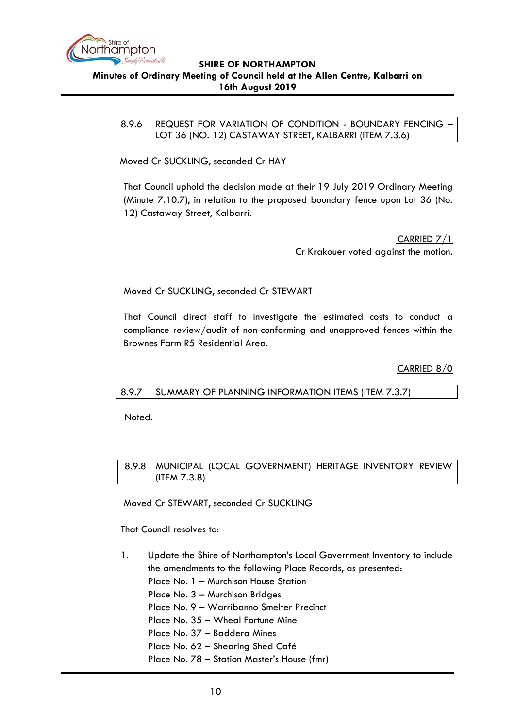### 8.9.6 REQUEST FOR VARIATION OF CONDITION - BOUNDARY FENCING – LOT 36 (NO. 12) CASTAWAY STREET, KALBARRI (ITEM 7.3.6)

Moved Cr SUCKLING, seconded Cr HAY

That Council uphold the decision made at their 19 July 2019 Ordinary Meeting (Minute 7.10.7), in relation to the proposed boundary fence upon Lot 36 (No. 12) Castaway Street, Kalbarri.

CARRIED 7/1
Cr Krakouer voted against the motion.

Moved Cr SUCKLING, seconded Cr STEWART

That Council direct staff to investigate the estimated costs to conduct a compliance review/audit of non-conforming and unapproved fences within the Brownes Farm R5 Residential Area.

CARRIED 8/0

### 8.9.7 SUMMARY OF PLANNING INFORMATION ITEMS (ITEM 7.3.7)

Noted.

### 8.9.8 MUNICIPAL (LOCAL GOVERNMENT) HERITAGE INVENTORY REVIEW (ITEM 7.3.8)

Moved Cr STEWART, seconded Cr SUCKLING

That Council resolves to:

1. Update the Shire of Northampton's Local Government Inventory to include the amendments to the following Place Records, as presented:
   Place No. 1 – Murchison House Station
   Place No. 3 – Murchison Bridges
   Place No. 9 – Warribanno Smelter Precinct
   Place No. 35 – Wheal Fortune Mine
   Place No. 37 – Baddera Mines
   Place No. 62 – Shearing Shed Café
   Place No. 78 – Station Master's House (fmr)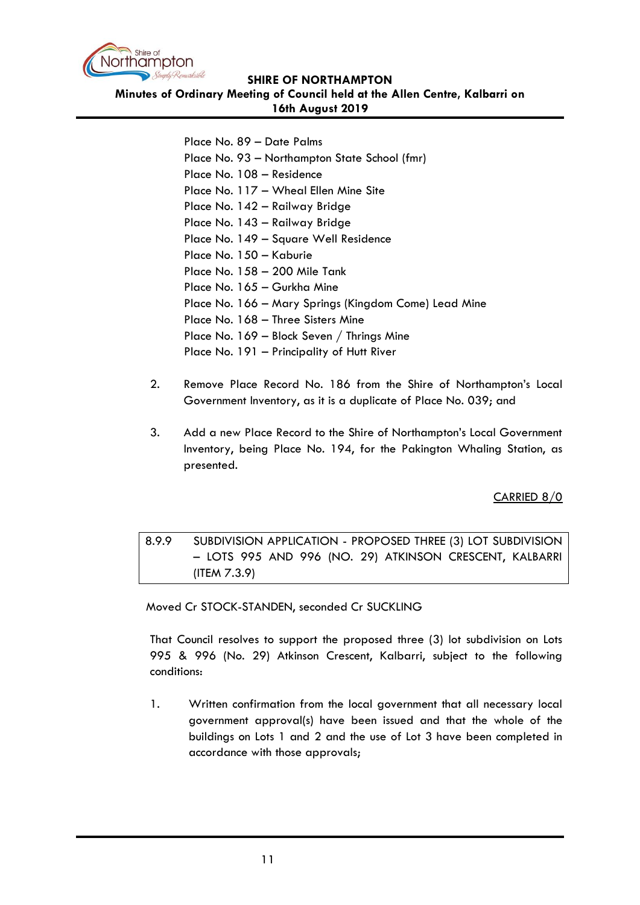Place No. 89 – Date Palms
Place No. 93 – Northampton State School (fmr)
Place No. 108 – Residence
Place No. 117 – Wheal Ellen Mine Site
Place No. 142 – Railway Bridge
Place No. 143 – Railway Bridge
Place No. 149 – Square Well Residence
Place No. 150 – Kaburie
Place No. 158 – 200 Mile Tank
Place No. 165 – Gurkha Mine
Place No. 166 – Mary Springs (Kingdom Come) Lead Mine
Place No. 168 – Three Sisters Mine
Place No. 169 – Block Seven / Thrings Mine
Place No. 191 – Principality of Hutt River

2. Remove Place Record No. 186 from the Shire of Northampton's Local Government Inventory, as it is a duplicate of Place No. 039; and

3. Add a new Place Record to the Shire of Northampton's Local Government Inventory, being Place No. 194, for the Pakington Whaling Station, as presented.

CARRIED 8/0

### 8.9.9 SUBDIVISION APPLICATION - PROPOSED THREE (3) LOT SUBDIVISION – LOTS 995 AND 996 (NO. 29) ATKINSON CRESCENT, KALBARRI (ITEM 7.3.9)

Moved Cr STOCK-STANDEN, seconded Cr SUCKLING

That Council resolves to support the proposed three (3) lot subdivision on Lots 995 & 996 (No. 29) Atkinson Crescent, Kalbarri, subject to the following conditions:

1. Written confirmation from the local government that all necessary local government approval(s) have been issued and that the whole of the buildings on Lots 1 and 2 and the use of Lot 3 have been completed in accordance with those approvals;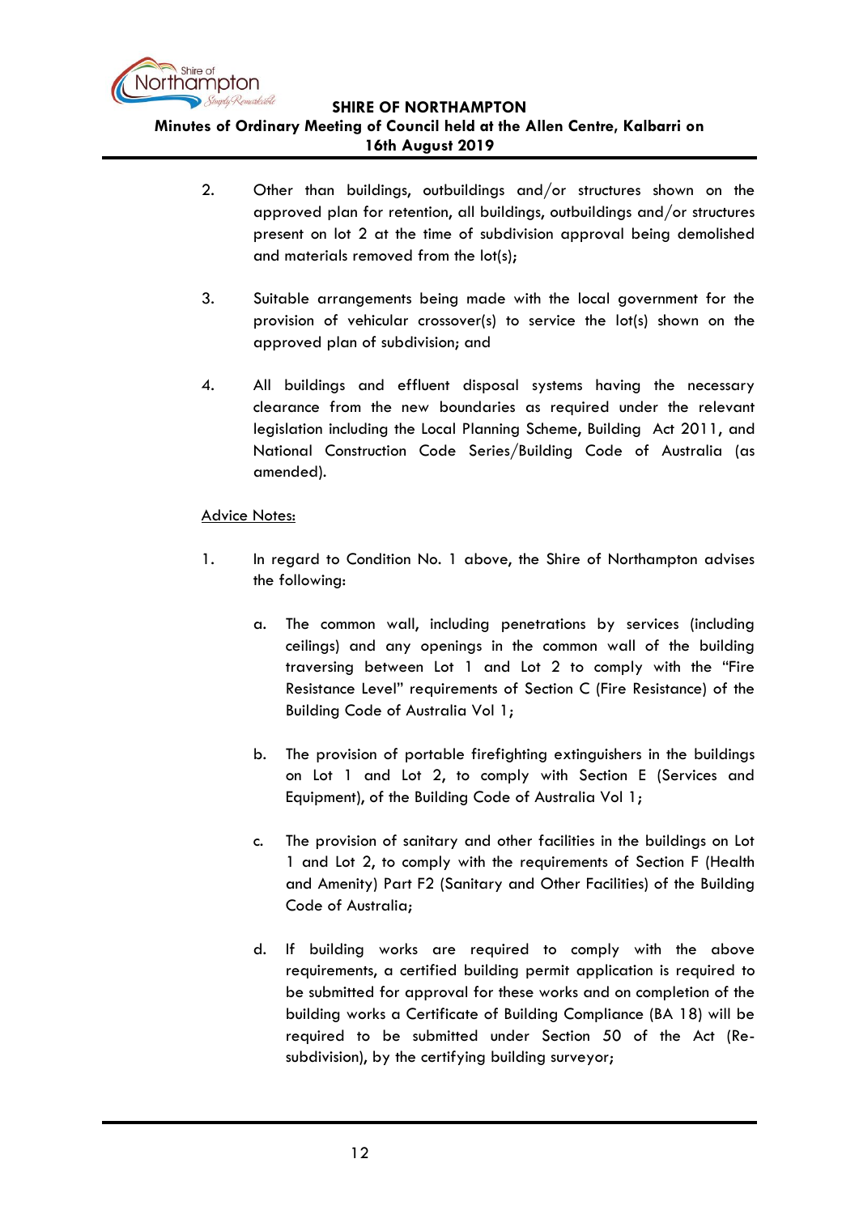2. Other than buildings, outbuildings and/or structures shown on the approved plan for retention, all buildings, outbuildings and/or structures present on lot 2 at the time of subdivision approval being demolished and materials removed from the lot(s);

3. Suitable arrangements being made with the local government for the provision of vehicular crossover(s) to service the lot(s) shown on the approved plan of subdivision; and

4. All buildings and effluent disposal systems having the necessary clearance from the new boundaries as required under the relevant legislation including the Local Planning Scheme, Building Act 2011, and National Construction Code Series/Building Code of Australia (as amended).

<u>Advice Notes:</u>

1. In regard to Condition No. 1 above, the Shire of Northampton advises the following:

   a. The common wall, including penetrations by services (including ceilings) and any openings in the common wall of the building traversing between Lot 1 and Lot 2 to comply with the "Fire Resistance Level" requirements of Section C (Fire Resistance) of the Building Code of Australia Vol 1;

   b. The provision of portable firefighting extinguishers in the buildings on Lot 1 and Lot 2, to comply with Section E (Services and Equipment), of the Building Code of Australia Vol 1;

   c. The provision of sanitary and other facilities in the buildings on Lot 1 and Lot 2, to comply with the requirements of Section F (Health and Amenity) Part F2 (Sanitary and Other Facilities) of the Building Code of Australia;

   d. If building works are required to comply with the above requirements, a certified building permit application is required to be submitted for approval for these works and on completion of the building works a Certificate of Building Compliance (BA 18) will be required to be submitted under Section 50 of the Act (Re-subdivision), by the certifying building surveyor;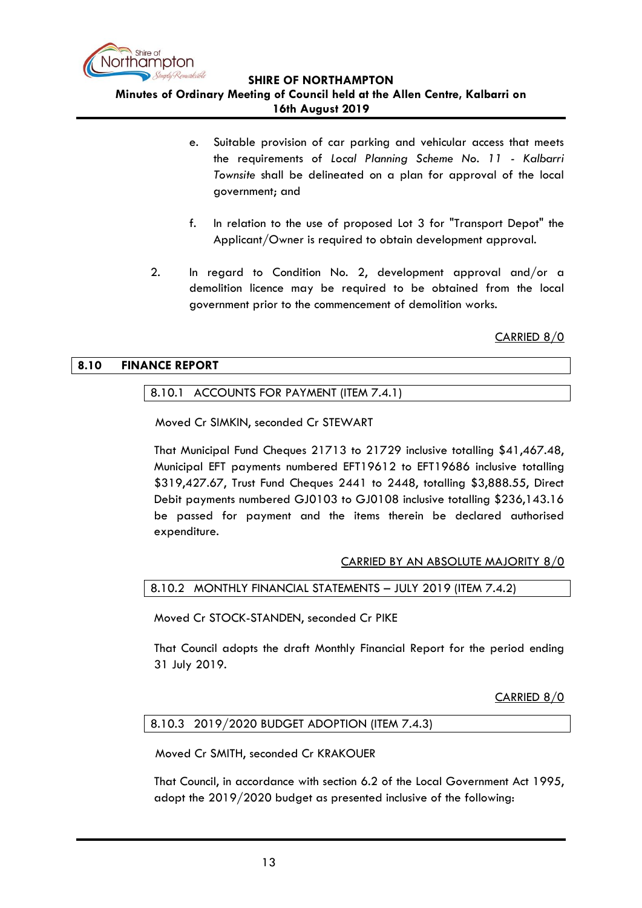e. Suitable provision of car parking and vehicular access that meets the requirements of *Local Planning Scheme No. 11 - Kalbarri Townsite* shall be delineated on a plan for approval of the local government; and

f. In relation to the use of proposed Lot 3 for "Transport Depot" the Applicant/Owner is required to obtain development approval.

2. In regard to Condition No. 2, development approval and/or a demolition licence may be required to be obtained from the local government prior to the commencement of demolition works.

<u>CARRIED 8/0</u>

## 8.10 FINANCE REPORT

### 8.10.1 ACCOUNTS FOR PAYMENT (ITEM 7.4.1)

Moved Cr SIMKIN, seconded Cr STEWART

That Municipal Fund Cheques 21713 to 21729 inclusive totalling $41,467.48, Municipal EFT payments numbered EFT19612 to EFT19686 inclusive totalling $319,427.67, Trust Fund Cheques 2441 to 2448, totalling $3,888.55, Direct Debit payments numbered GJ0103 to GJ0108 inclusive totalling $236,143.16 be passed for payment and the items therein be declared authorised expenditure.

<u>CARRIED BY AN ABSOLUTE MAJORITY 8/0</u>

### 8.10.2 MONTHLY FINANCIAL STATEMENTS – JULY 2019 (ITEM 7.4.2)

Moved Cr STOCK-STANDEN, seconded Cr PIKE

That Council adopts the draft Monthly Financial Report for the period ending 31 July 2019.

<u>CARRIED 8/0</u>

### 8.10.3 2019/2020 BUDGET ADOPTION (ITEM 7.4.3)

Moved Cr SMITH, seconded Cr KRAKOUER

That Council, in accordance with section 6.2 of the Local Government Act 1995, adopt the 2019/2020 budget as presented inclusive of the following: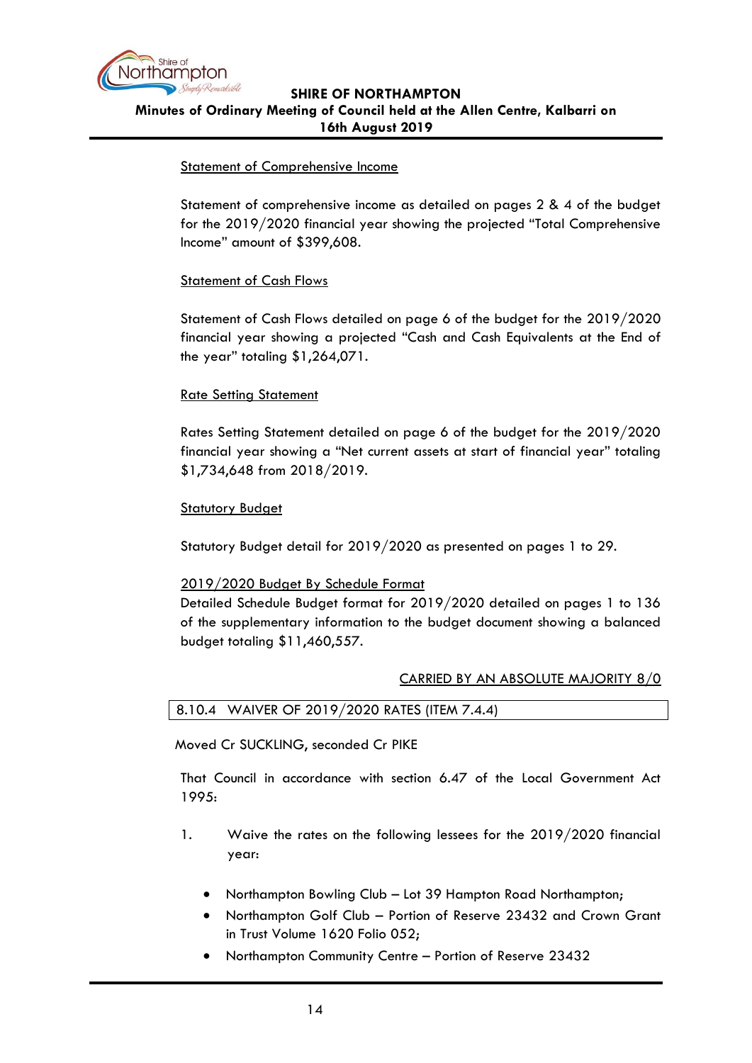Statement of Comprehensive Income

Statement of comprehensive income as detailed on pages 2 & 4 of the budget for the 2019/2020 financial year showing the projected "Total Comprehensive Income" amount of $399,608.

Statement of Cash Flows

Statement of Cash Flows detailed on page 6 of the budget for the 2019/2020 financial year showing a projected "Cash and Cash Equivalents at the End of the year" totaling $1,264,071.

Rate Setting Statement

Rates Setting Statement detailed on page 6 of the budget for the 2019/2020 financial year showing a "Net current assets at start of financial year" totaling $1,734,648 from 2018/2019.

Statutory Budget

Statutory Budget detail for 2019/2020 as presented on pages 1 to 29.

2019/2020 Budget By Schedule Format

Detailed Schedule Budget format for 2019/2020 detailed on pages 1 to 136 of the supplementary information to the budget document showing a balanced budget totaling $11,460,557.

CARRIED BY AN ABSOLUTE MAJORITY 8/0

## 8.10.4 WAIVER OF 2019/2020 RATES (ITEM 7.4.4)

Moved Cr SUCKLING, seconded Cr PIKE

That Council in accordance with section 6.47 of the Local Government Act 1995:

1. Waive the rates on the following lessees for the 2019/2020 financial year:

   - Northampton Bowling Club – Lot 39 Hampton Road Northampton;
   - Northampton Golf Club – Portion of Reserve 23432 and Crown Grant in Trust Volume 1620 Folio 052;
   - Northampton Community Centre – Portion of Reserve 23432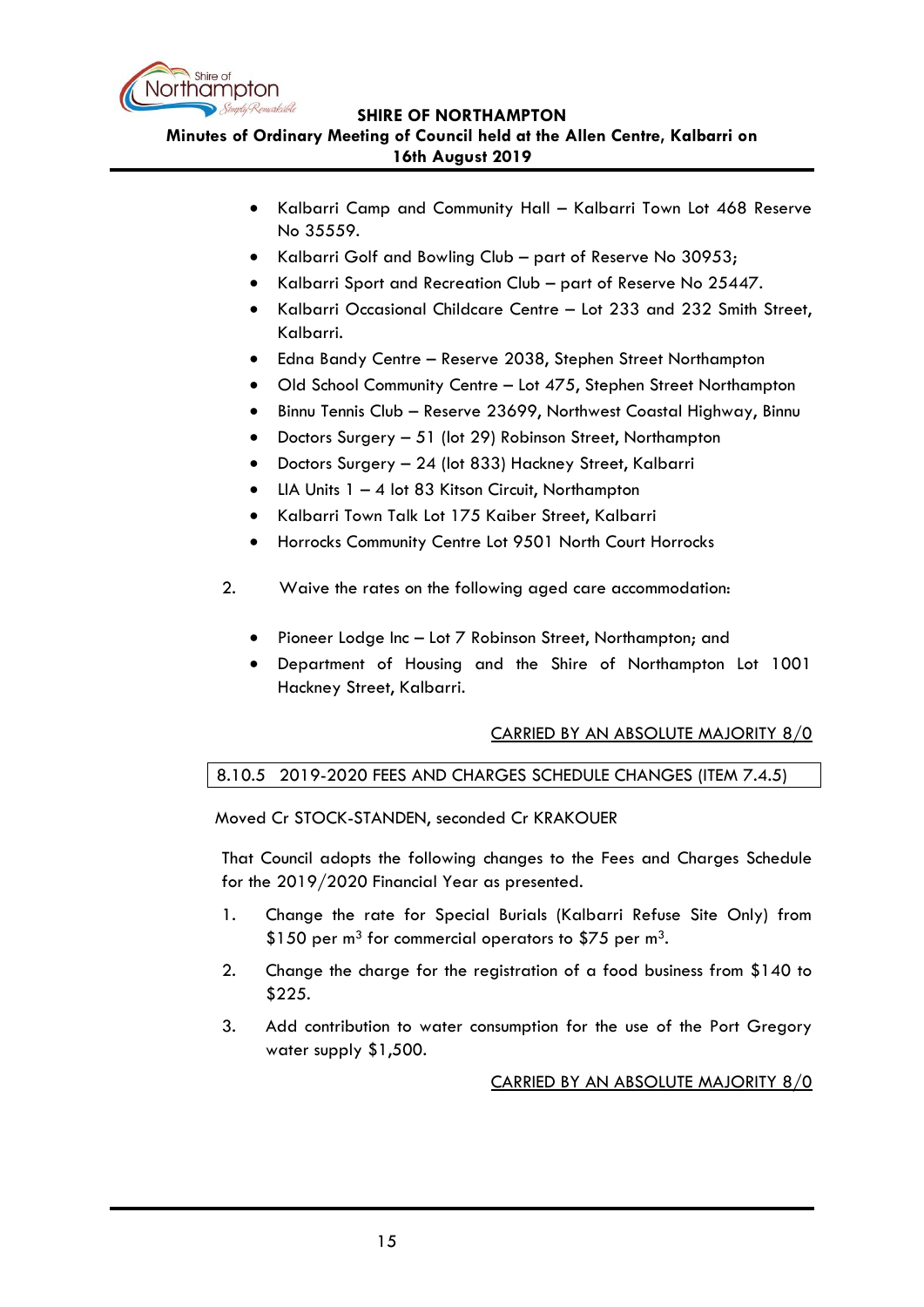- Kalbarri Camp and Community Hall – Kalbarri Town Lot 468 Reserve No 35559.
- Kalbarri Golf and Bowling Club – part of Reserve No 30953;
- Kalbarri Sport and Recreation Club – part of Reserve No 25447.
- Kalbarri Occasional Childcare Centre – Lot 233 and 232 Smith Street, Kalbarri.
- Edna Bandy Centre – Reserve 2038, Stephen Street Northampton
- Old School Community Centre – Lot 475, Stephen Street Northampton
- Binnu Tennis Club – Reserve 23699, Northwest Coastal Highway, Binnu
- Doctors Surgery – 51 (lot 29) Robinson Street, Northampton
- Doctors Surgery – 24 (lot 833) Hackney Street, Kalbarri
- LIA Units 1 – 4 lot 83 Kitson Circuit, Northampton
- Kalbarri Town Talk Lot 175 Kaiber Street, Kalbarri
- Horrocks Community Centre Lot 9501 North Court Horrocks

2. Waive the rates on the following aged care accommodation:

- Pioneer Lodge Inc – Lot 7 Robinson Street, Northampton; and
- Department of Housing and the Shire of Northampton Lot 1001 Hackney Street, Kalbarri.

CARRIED BY AN ABSOLUTE MAJORITY 8/0

## 8.10.5 2019-2020 FEES AND CHARGES SCHEDULE CHANGES (ITEM 7.4.5)

Moved Cr STOCK-STANDEN, seconded Cr KRAKOUER

That Council adopts the following changes to the Fees and Charges Schedule for the 2019/2020 Financial Year as presented.

1. Change the rate for Special Burials (Kalbarri Refuse Site Only) from \$150 per $m^3$ for commercial operators to \$75 per $m^3$.
2. Change the charge for the registration of a food business from \$140 to \$225.
3. Add contribution to water consumption for the use of the Port Gregory water supply \$1,500.

CARRIED BY AN ABSOLUTE MAJORITY 8/0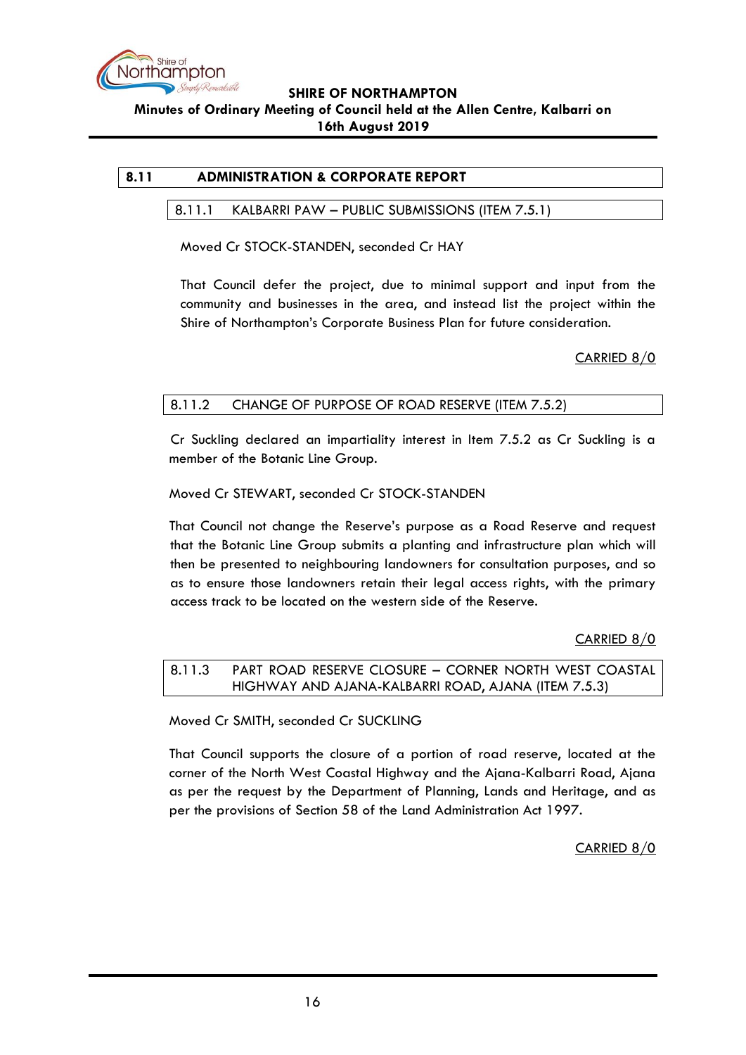## 8.11 ADMINISTRATION & CORPORATE REPORT

### 8.11.1 KALBARRI PAW – PUBLIC SUBMISSIONS (ITEM 7.5.1)

Moved Cr STOCK-STANDEN, seconded Cr HAY

That Council defer the project, due to minimal support and input from the community and businesses in the area, and instead list the project within the Shire of Northampton's Corporate Business Plan for future consideration.

CARRIED 8/0

### 8.11.2 CHANGE OF PURPOSE OF ROAD RESERVE (ITEM 7.5.2)

Cr Suckling declared an impartiality interest in Item 7.5.2 as Cr Suckling is a member of the Botanic Line Group.

Moved Cr STEWART, seconded Cr STOCK-STANDEN

That Council not change the Reserve's purpose as a Road Reserve and request that the Botanic Line Group submits a planting and infrastructure plan which will then be presented to neighbouring landowners for consultation purposes, and so as to ensure those landowners retain their legal access rights, with the primary access track to be located on the western side of the Reserve.

CARRIED 8/0

### 8.11.3 PART ROAD RESERVE CLOSURE – CORNER NORTH WEST COASTAL HIGHWAY AND AJANA-KALBARRI ROAD, AJANA (ITEM 7.5.3)

Moved Cr SMITH, seconded Cr SUCKLING

That Council supports the closure of a portion of road reserve, located at the corner of the North West Coastal Highway and the Ajana-Kalbarri Road, Ajana as per the request by the Department of Planning, Lands and Heritage, and as per the provisions of Section 58 of the Land Administration Act 1997.

CARRIED 8/0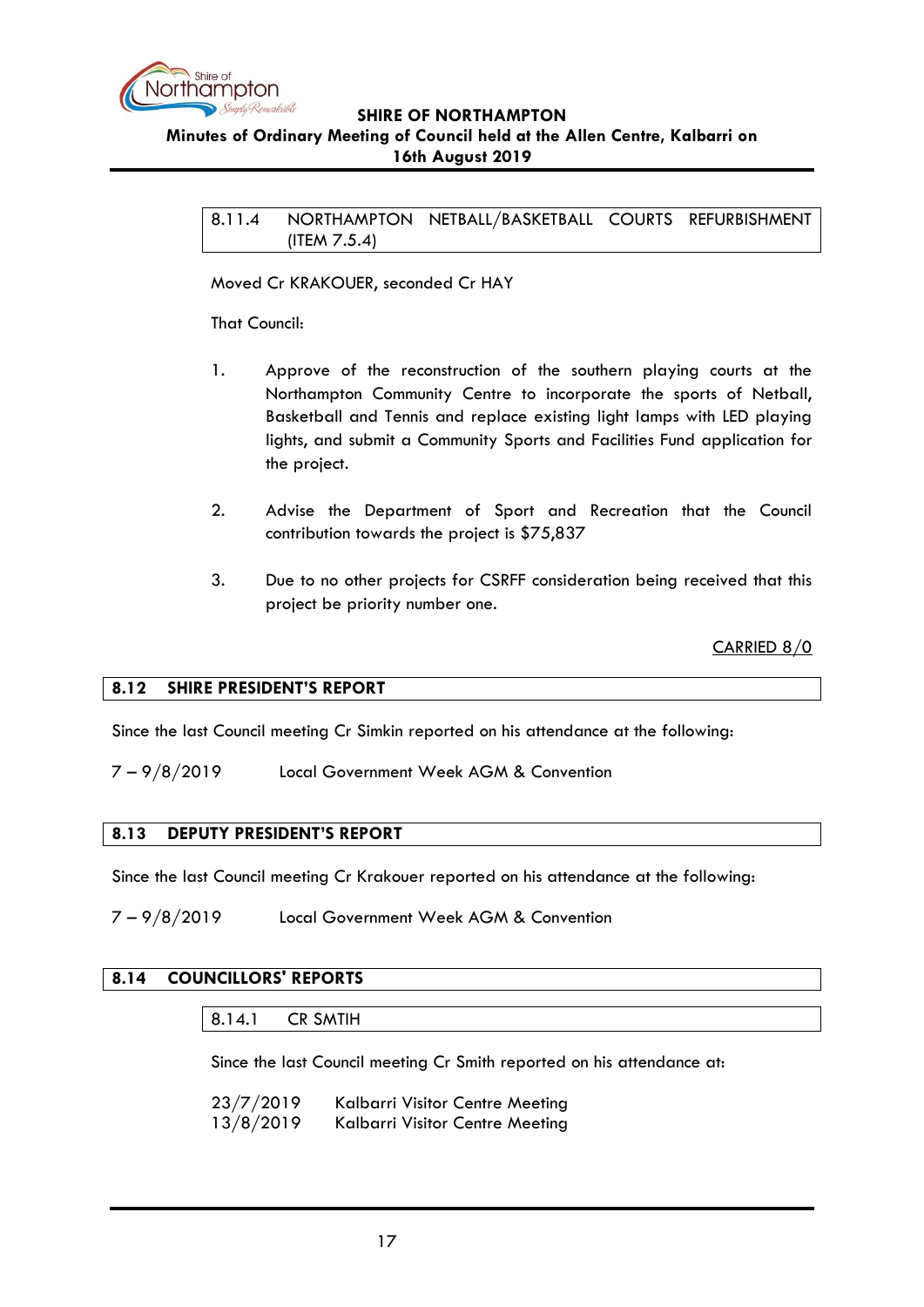#### 8.11.4 NORTHAMPTON NETBALL/BASKETBALL COURTS REFURBISHMENT (ITEM 7.5.4)

Moved Cr KRAKOUER, seconded Cr HAY

That Council:

1. Approve of the reconstruction of the southern playing courts at the Northampton Community Centre to incorporate the sports of Netball, Basketball and Tennis and replace existing light lamps with LED playing lights, and submit a Community Sports and Facilities Fund application for the project.

2. Advise the Department of Sport and Recreation that the Council contribution towards the project is $75,837

3. Due to no other projects for CSRFF consideration being received that this project be priority number one.

CARRIED 8/0

## 8.12 SHIRE PRESIDENT'S REPORT

Since the last Council meeting Cr Simkin reported on his attendance at the following:

7 – 9/8/2019 Local Government Week AGM & Convention

## 8.13 DEPUTY PRESIDENT'S REPORT

Since the last Council meeting Cr Krakouer reported on his attendance at the following:

7 – 9/8/2019 Local Government Week AGM & Convention

## 8.14 COUNCILLORS' REPORTS

### 8.14.1 CR SMTIH

Since the last Council meeting Cr Smith reported on his attendance at:

23/7/2019 Kalbarri Visitor Centre Meeting
13/8/2019 Kalbarri Visitor Centre Meeting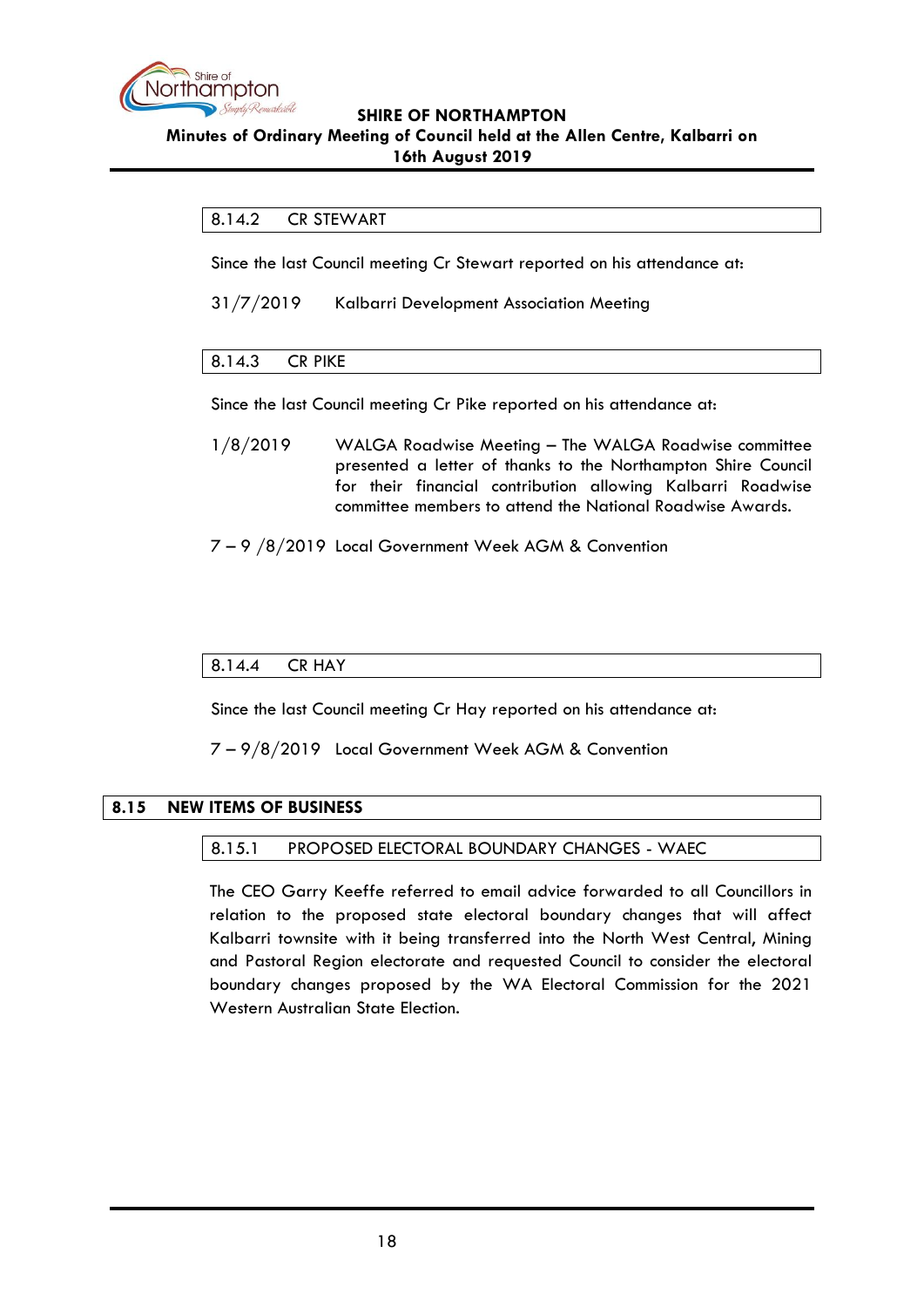### 8.14.2 CR STEWART

Since the last Council meeting Cr Stewart reported on his attendance at:

31/7/2019 Kalbarri Development Association Meeting

### 8.14.3 CR PIKE

Since the last Council meeting Cr Pike reported on his attendance at:

1/8/2019 WALGA Roadwise Meeting – The WALGA Roadwise committee presented a letter of thanks to the Northampton Shire Council for their financial contribution allowing Kalbarri Roadwise committee members to attend the National Roadwise Awards.

7 – 9 /8/2019 Local Government Week AGM & Convention

### 8.14.4 CR HAY

Since the last Council meeting Cr Hay reported on his attendance at:

7 – 9/8/2019 Local Government Week AGM & Convention

## 8.15 NEW ITEMS OF BUSINESS

### 8.15.1 PROPOSED ELECTORAL BOUNDARY CHANGES - WAEC

The CEO Garry Keeffe referred to email advice forwarded to all Councillors in relation to the proposed state electoral boundary changes that will affect Kalbarri townsite with it being transferred into the North West Central, Mining and Pastoral Region electorate and requested Council to consider the electoral boundary changes proposed by the WA Electoral Commission for the 2021 Western Australian State Election.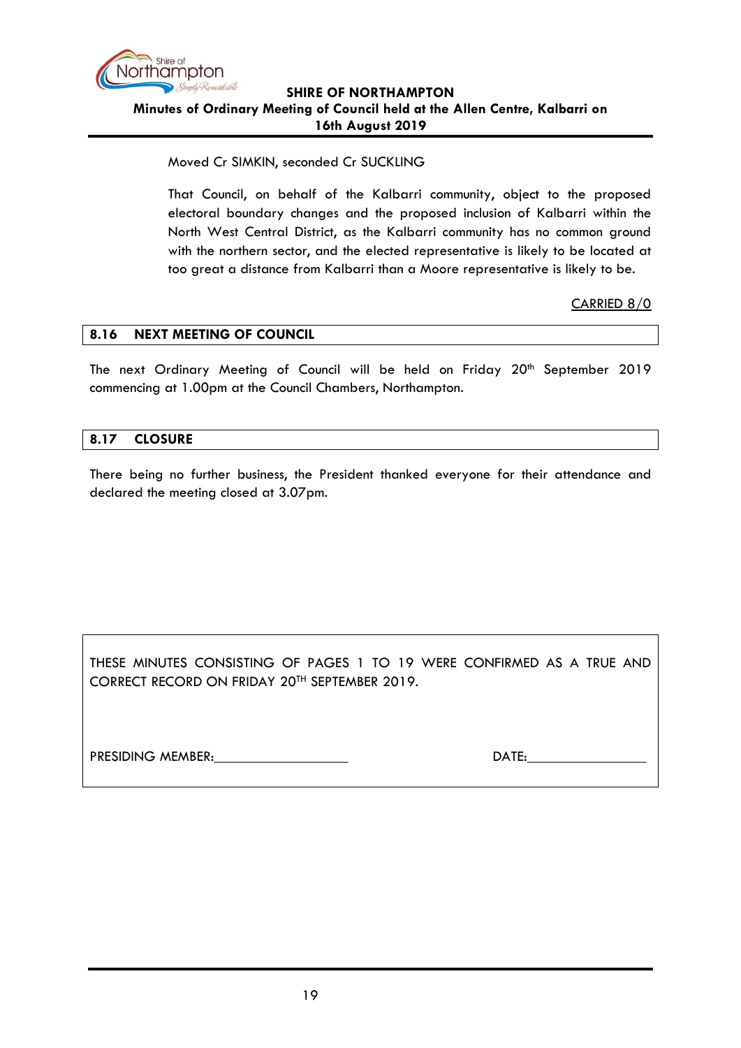Moved Cr SIMKIN, seconded Cr SUCKLING

That Council, on behalf of the Kalbarri community, object to the proposed electoral boundary changes and the proposed inclusion of Kalbarri within the North West Central District, as the Kalbarri community has no common ground with the northern sector, and the elected representative is likely to be located at too great a distance from Kalbarri than a Moore representative is likely to be.

CARRIED 8/0

## 8.16 NEXT MEETING OF COUNCIL

The next Ordinary Meeting of Council will be held on Friday 20th September 2019 commencing at 1.00pm at the Council Chambers, Northampton.

## 8.17 CLOSURE

There being no further business, the President thanked everyone for their attendance and declared the meeting closed at 3.07pm.

THESE MINUTES CONSISTING OF PAGES 1 TO 19 WERE CONFIRMED AS A TRUE AND CORRECT RECORD ON FRIDAY 20TH SEPTEMBER 2019.

PRESIDING MEMBER:__________________ DATE:________________